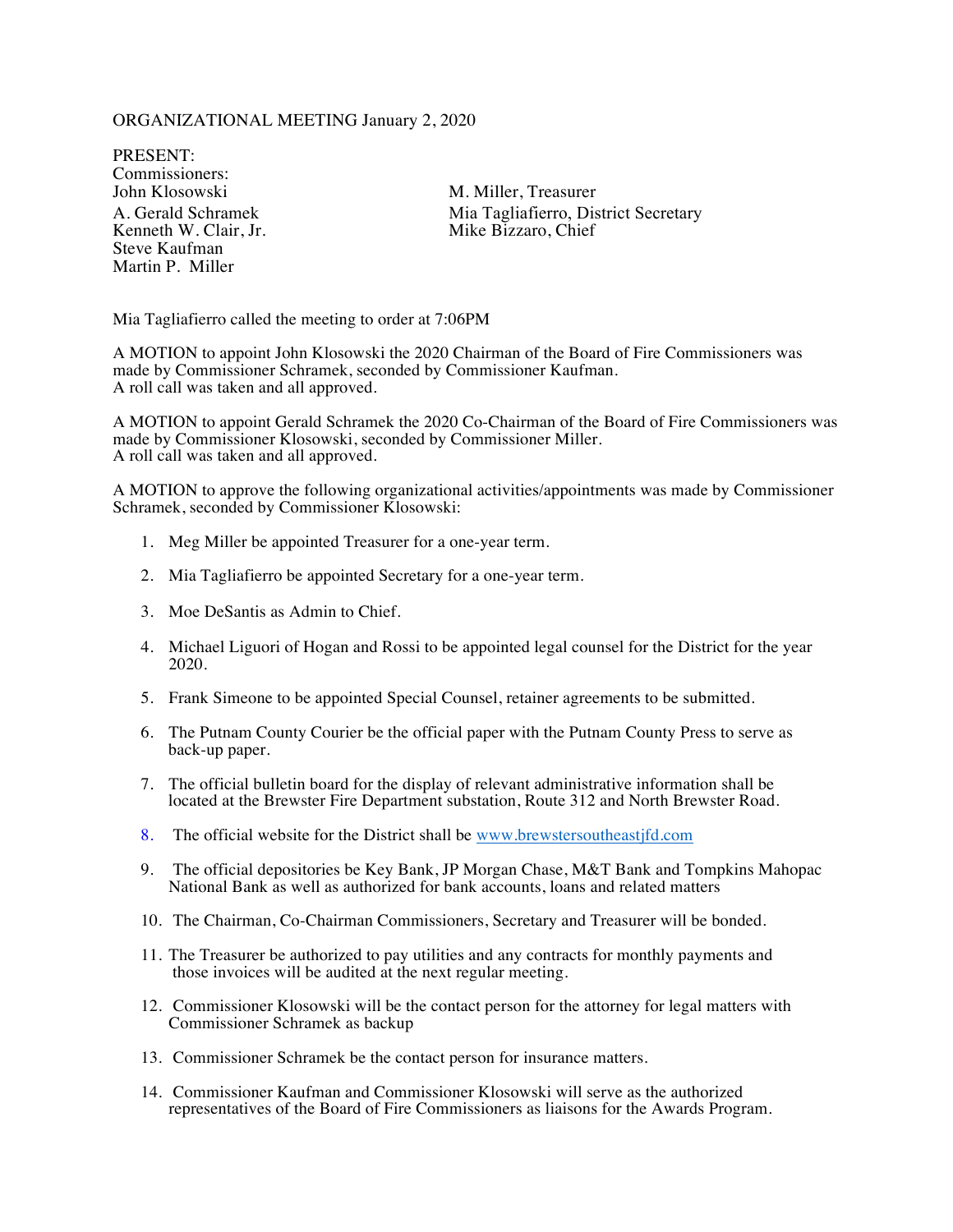ORGANIZATIONAL MEETING January 2, 2020

PRESENT:
Commissioners:
John Klosowski
A. Gerald Schramek
Kenneth W. Clair, Jr.
Steve Kaufman
Martin P. Miller

M. Miller, Treasurer
Mia Tagliafierro, District Secretary
Mike Bizzaro, Chief

Mia Tagliafierro called the meeting to order at 7:06PM

A MOTION to appoint John Klosowski the 2020 Chairman of the Board of Fire Commissioners was made by Commissioner Schramek, seconded by Commissioner Kaufman.
A roll call was taken and all approved.

A MOTION to appoint Gerald Schramek the 2020 Co-Chairman of the Board of Fire Commissioners was made by Commissioner Klosowski, seconded by Commissioner Miller.
A roll call was taken and all approved.

A MOTION to approve the following organizational activities/appointments was made by Commissioner Schramek, seconded by Commissioner Klosowski:

1. Meg Miller be appointed Treasurer for a one-year term.

2. Mia Tagliafierro be appointed Secretary for a one-year term.

3. Moe DeSantis as Admin to Chief.

4. Michael Liguori of Hogan and Rossi to be appointed legal counsel for the District for the year 2020.

5. Frank Simeone to be appointed Special Counsel, retainer agreements to be submitted.

6. The Putnam County Courier be the official paper with the Putnam County Press to serve as back-up paper.

7. The official bulletin board for the display of relevant administrative information shall be located at the Brewster Fire Department substation, Route 312 and North Brewster Road.

8. The official website for the District shall be www.brewstersoutheastjfd.com

9. The official depositories be Key Bank, JP Morgan Chase, M&T Bank and Tompkins Mahopac National Bank as well as authorized for bank accounts, loans and related matters

10. The Chairman, Co-Chairman Commissioners, Secretary and Treasurer will be bonded.

11. The Treasurer be authorized to pay utilities and any contracts for monthly payments and those invoices will be audited at the next regular meeting.

12. Commissioner Klosowski will be the contact person for the attorney for legal matters with Commissioner Schramek as backup

13. Commissioner Schramek be the contact person for insurance matters.

14. Commissioner Kaufman and Commissioner Klosowski will serve as the authorized representatives of the Board of Fire Commissioners as liaisons for the Awards Program.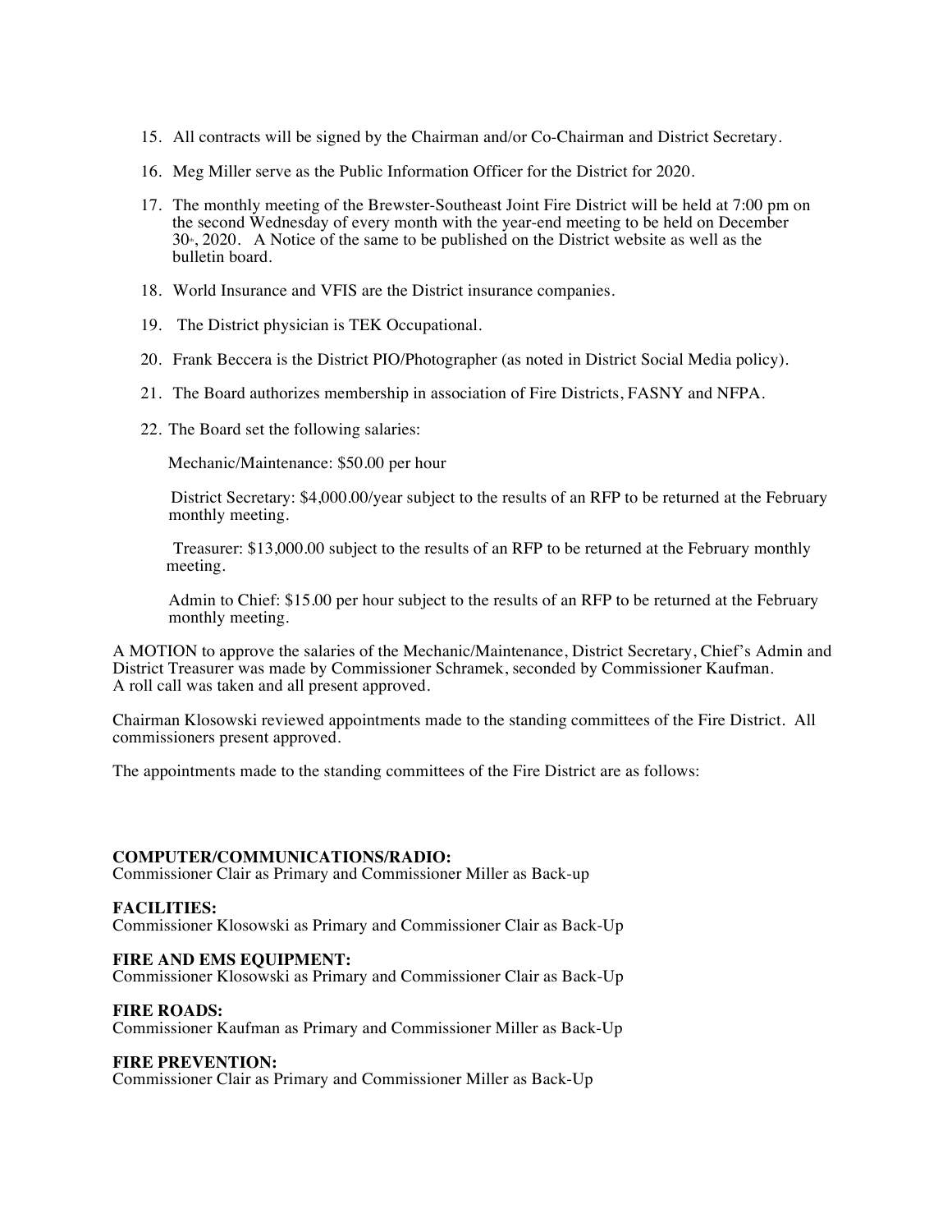15. All contracts will be signed by the Chairman and/or Co-Chairman and District Secretary.

16. Meg Miller serve as the Public Information Officer for the District for 2020.

17. The monthly meeting of the Brewster-Southeast Joint Fire District will be held at 7:00 pm on the second Wednesday of every month with the year-end meeting to be held on December 30th, 2020. A Notice of the same to be published on the District website as well as the bulletin board.

18. World Insurance and VFIS are the District insurance companies.

19. The District physician is TEK Occupational.

20. Frank Beccera is the District PIO/Photographer (as noted in District Social Media policy).

21. The Board authorizes membership in association of Fire Districts, FASNY and NFPA.

22. The Board set the following salaries:

    Mechanic/Maintenance: $50.00 per hour

    District Secretary: $4,000.00/year subject to the results of an RFP to be returned at the February monthly meeting.

    Treasurer: $13,000.00 subject to the results of an RFP to be returned at the February monthly meeting.

    Admin to Chief: $15.00 per hour subject to the results of an RFP to be returned at the February monthly meeting.

A MOTION to approve the salaries of the Mechanic/Maintenance, District Secretary, Chief's Admin and District Treasurer was made by Commissioner Schramek, seconded by Commissioner Kaufman. A roll call was taken and all present approved.

Chairman Klosowski reviewed appointments made to the standing committees of the Fire District. All commissioners present approved.

The appointments made to the standing committees of the Fire District are as follows:

**COMPUTER/COMMUNICATIONS/RADIO:**
Commissioner Clair as Primary and Commissioner Miller as Back-up

**FACILITIES:**
Commissioner Klosowski as Primary and Commissioner Clair as Back-Up

**FIRE AND EMS EQUIPMENT:**
Commissioner Klosowski as Primary and Commissioner Clair as Back-Up

**FIRE ROADS:**
Commissioner Kaufman as Primary and Commissioner Miller as Back-Up

**FIRE PREVENTION:**
Commissioner Clair as Primary and Commissioner Miller as Back-Up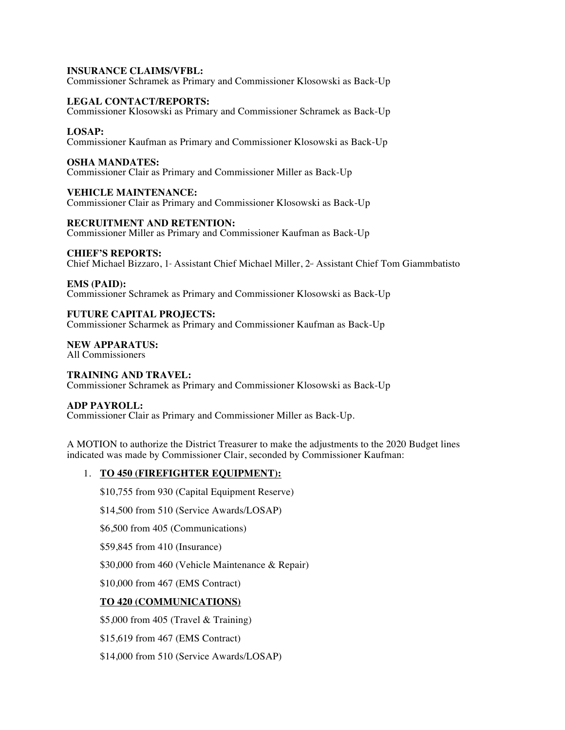**INSURANCE CLAIMS/VFBL:**
Commissioner Schramek as Primary and Commissioner Klosowski as Back-Up

**LEGAL CONTACT/REPORTS:**
Commissioner Klosowski as Primary and Commissioner Schramek as Back-Up

**LOSAP:**
Commissioner Kaufman as Primary and Commissioner Klosowski as Back-Up

**OSHA MANDATES:**
Commissioner Clair as Primary and Commissioner Miller as Back-Up

**VEHICLE MAINTENANCE:**
Commissioner Clair as Primary and Commissioner Klosowski as Back-Up

**RECRUITMENT AND RETENTION:**
Commissioner Miller as Primary and Commissioner Kaufman as Back-Up

**CHIEF'S REPORTS:**
Chief Michael Bizzaro, 1st Assistant Chief Michael Miller, 2nd Assistant Chief Tom Giammbatisto

**EMS (PAID):**
Commissioner Schramek as Primary and Commissioner Klosowski as Back-Up

**FUTURE CAPITAL PROJECTS:**
Commissioner Scharmek as Primary and Commissioner Kaufman as Back-Up

**NEW APPARATUS:**
All Commissioners

**TRAINING AND TRAVEL:**
Commissioner Schramek as Primary and Commissioner Klosowski as Back-Up

**ADP PAYROLL:**
Commissioner Clair as Primary and Commissioner Miller as Back-Up.

A MOTION to authorize the District Treasurer to make the adjustments to the 2020 Budget lines indicated was made by Commissioner Clair, seconded by Commissioner Kaufman:

1. **TO 450 (FIREFIGHTER EQUIPMENT):**

   $10,755 from 930 (Capital Equipment Reserve)

   $14,500 from 510 (Service Awards/LOSAP)

   $6,500 from 405 (Communications)

   $59,845 from 410 (Insurance)

   $30,000 from 460 (Vehicle Maintenance & Repair)

   $10,000 from 467 (EMS Contract)

   **TO 420 (COMMUNICATIONS)**

   $5,000 from 405 (Travel & Training)

   $15,619 from 467 (EMS Contract)

   $14,000 from 510 (Service Awards/LOSAP)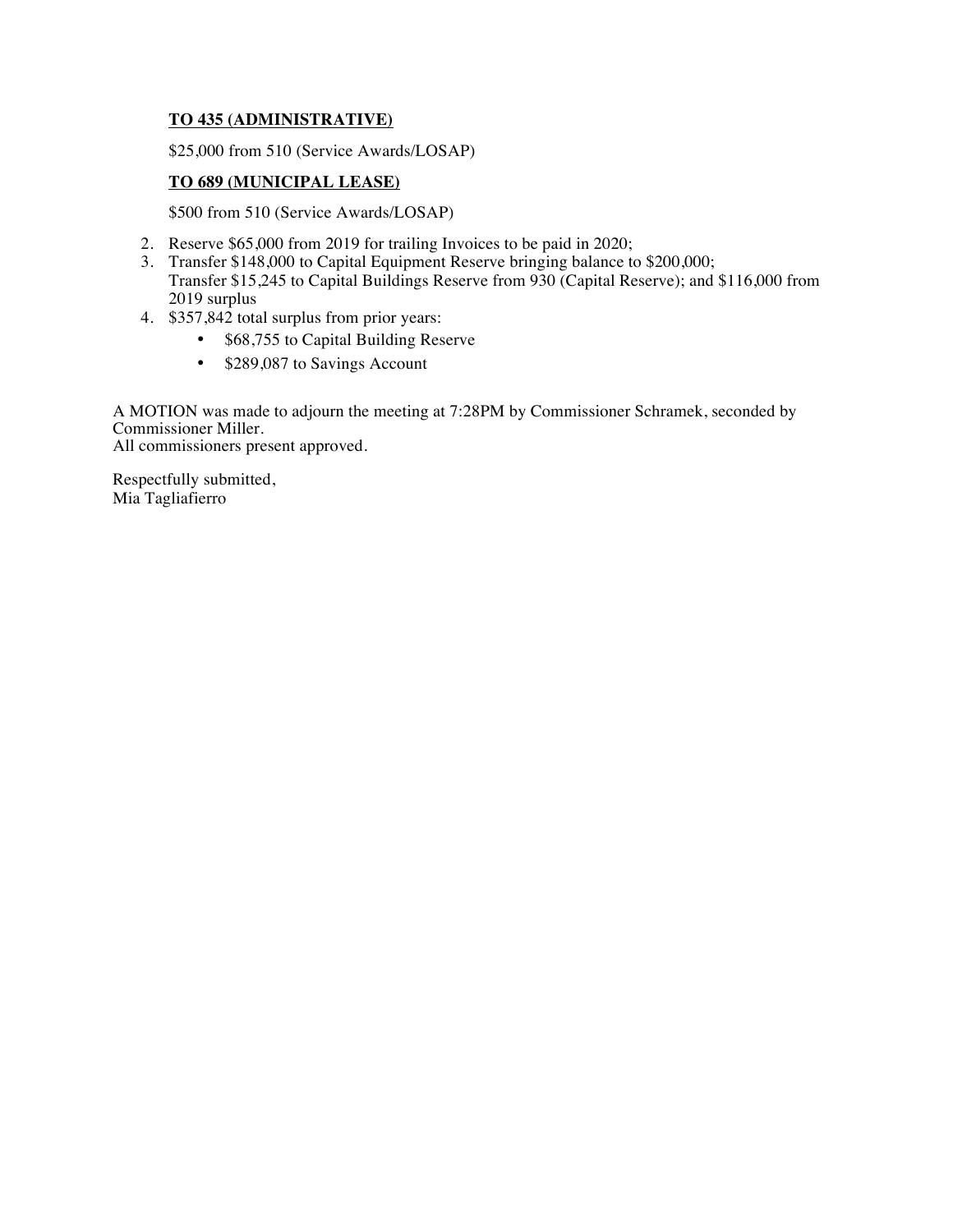**TO 435 (ADMINISTRATIVE)**

$25,000 from 510 (Service Awards/LOSAP)

**TO 689 (MUNICIPAL LEASE)**

$500 from 510 (Service Awards/LOSAP)

2. Reserve $65,000 from 2019 for trailing Invoices to be paid in 2020;
3. Transfer $148,000 to Capital Equipment Reserve bringing balance to $200,000;
   Transfer $15,245 to Capital Buildings Reserve from 930 (Capital Reserve); and $116,000 from 2019 surplus
4. $357,842 total surplus from prior years:
   - $68,755 to Capital Building Reserve
   - $289,087 to Savings Account

A MOTION was made to adjourn the meeting at 7:28PM by Commissioner Schramek, seconded by Commissioner Miller.
All commissioners present approved.

Respectfully submitted,
Mia Tagliafierro